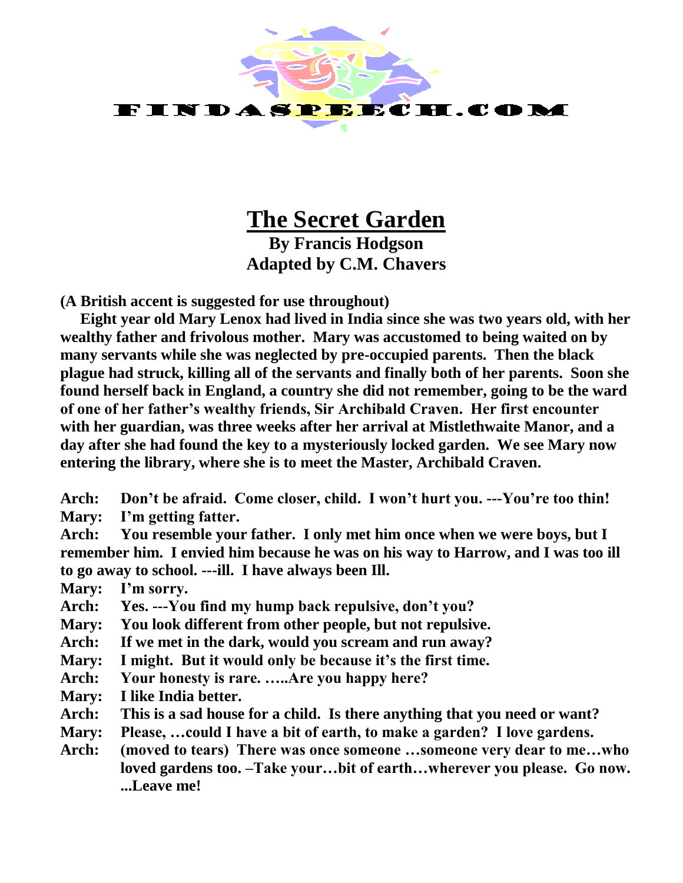FINDASPEECH.COM

# The Secret Garden

**By Francis Hodgson**
**Adapted by C.M. Chavers**

**(A British accent is suggested for use throughout)**

**Eight year old Mary Lenox had lived in India since she was two years old, with her wealthy father and frivolous mother. Mary was accustomed to being waited on by many servants while she was neglected by pre-occupied parents. Then the black plague had struck, killing all of the servants and finally both of her parents. Soon she found herself back in England, a country she did not remember, going to be the ward of one of her father's wealthy friends, Sir Archibald Craven. Her first encounter with her guardian, was three weeks after her arrival at Mistlethwaite Manor, and a day after she had found the key to a mysteriously locked garden. We see Mary now entering the library, where she is to meet the Master, Archibald Craven.**

**Arch:** **Don't be afraid. Come closer, child. I won't hurt you. ---You're too thin!**

**Mary:** **I'm getting fatter.**

**Arch:** **You resemble your father. I only met him once when we were boys, but I remember him. I envied him because he was on his way to Harrow, and I was too ill to go away to school. ---ill. I have always been Ill.**

**Mary:** **I'm sorry.**

**Arch:** **Yes. ---You find my hump back repulsive, don't you?**

**Mary:** **You look different from other people, but not repulsive.**

**Arch:** **If we met in the dark, would you scream and run away?**

**Mary:** **I might. But it would only be because it's the first time.**

**Arch:** **Your honesty is rare. …..Are you happy here?**

**Mary:** **I like India better.**

**Arch:** **This is a sad house for a child. Is there anything that you need or want?**

**Mary:** **Please, …could I have a bit of earth, to make a garden? I love gardens.**

**Arch:** **(moved to tears) There was once someone …someone very dear to me…who loved gardens too. –Take your…bit of earth…wherever you please. Go now. ...Leave me!**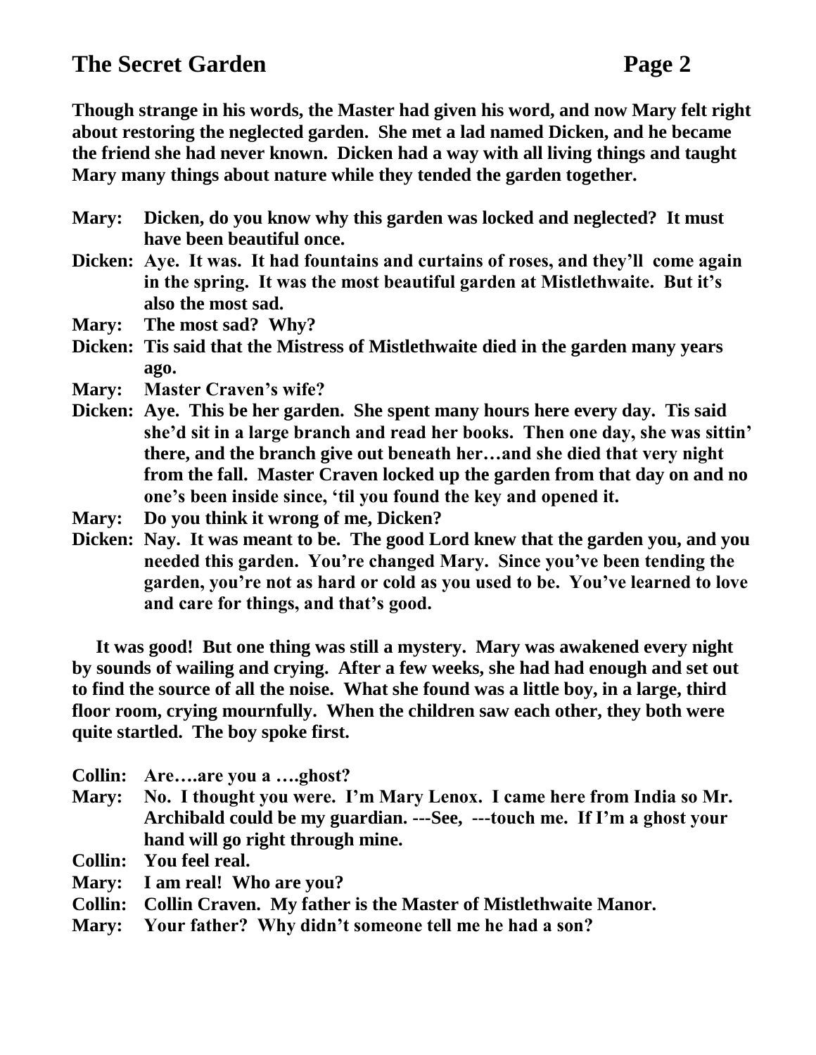**Though strange in his words, the Master had given his word, and now Mary felt right about restoring the neglected garden. She met a lad named Dicken, and he became the friend she had never known. Dicken had a way with all living things and taught Mary many things about nature while they tended the garden together.**

**Mary:** Dicken, do you know why this garden was locked and neglected? It must have been beautiful once.

**Dicken:** Aye. It was. It had fountains and curtains of roses, and they'll come again in the spring. It was the most beautiful garden at Mistlethwaite. But it's also the most sad.

**Mary:** The most sad? Why?

**Dicken:** Tis said that the Mistress of Mistlethwaite died in the garden many years ago.

**Mary:** Master Craven's wife?

**Dicken:** Aye. This be her garden. She spent many hours here every day. Tis said she'd sit in a large branch and read her books. Then one day, she was sittin' there, and the branch give out beneath her…and she died that very night from the fall. Master Craven locked up the garden from that day on and no one's been inside since, 'til you found the key and opened it.

**Mary:** Do you think it wrong of me, Dicken?

**Dicken:** Nay. It was meant to be. The good Lord knew that the garden you, and you needed this garden. You're changed Mary. Since you've been tending the garden, you're not as hard or cold as you used to be. You've learned to love and care for things, and that's good.

**It was good! But one thing was still a mystery. Mary was awakened every night by sounds of wailing and crying. After a few weeks, she had had enough and set out to find the source of all the noise. What she found was a little boy, in a large, third floor room, crying mournfully. When the children saw each other, they both were quite startled. The boy spoke first.**

**Collin:** Are….are you a ….ghost?

**Mary:** No. I thought you were. I'm Mary Lenox. I came here from India so Mr. Archibald could be my guardian. ---See, ---touch me. If I'm a ghost your hand will go right through mine.

**Collin:** You feel real.

**Mary:** I am real! Who are you?

**Collin:** Collin Craven. My father is the Master of Mistlethwaite Manor.

**Mary:** Your father? Why didn't someone tell me he had a son?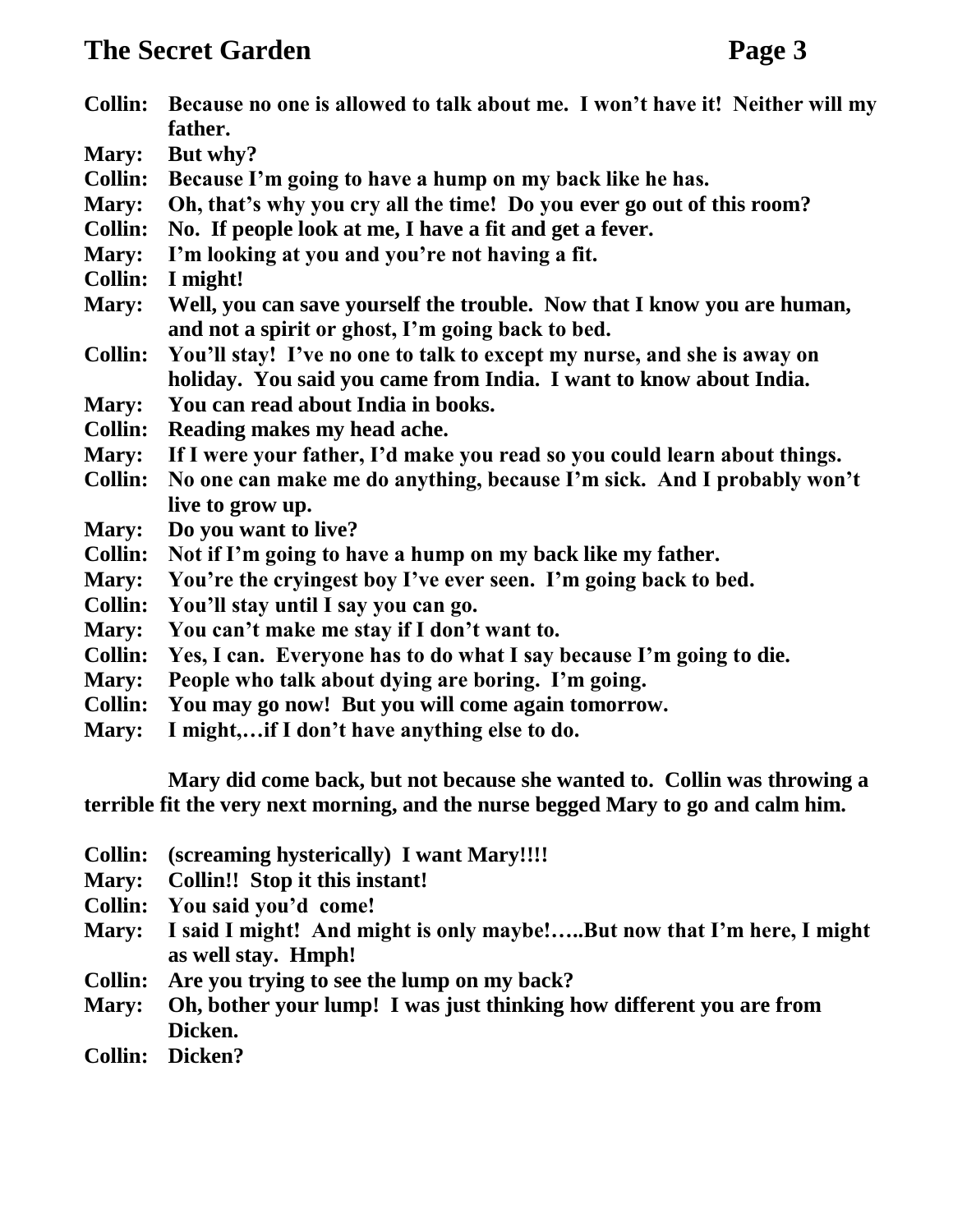**Collin:** Because no one is allowed to talk about me. I won't have it! Neither will my father.

**Mary:** But why?

**Collin:** Because I'm going to have a hump on my back like he has.

**Mary:** Oh, that's why you cry all the time! Do you ever go out of this room?

**Collin:** No. If people look at me, I have a fit and get a fever.

**Mary:** I'm looking at you and you're not having a fit.

**Collin:** I might!

**Mary:** Well, you can save yourself the trouble. Now that I know you are human, and not a spirit or ghost, I'm going back to bed.

**Collin:** You'll stay! I've no one to talk to except my nurse, and she is away on holiday. You said you came from India. I want to know about India.

**Mary:** You can read about India in books.

**Collin:** Reading makes my head ache.

**Mary:** If I were your father, I'd make you read so you could learn about things.

**Collin:** No one can make me do anything, because I'm sick. And I probably won't live to grow up.

**Mary:** Do you want to live?

**Collin:** Not if I'm going to have a hump on my back like my father.

**Mary:** You're the cryingest boy I've ever seen. I'm going back to bed.

**Collin:** You'll stay until I say you can go.

**Mary:** You can't make me stay if I don't want to.

**Collin:** Yes, I can. Everyone has to do what I say because I'm going to die.

**Mary:** People who talk about dying are boring. I'm going.

**Collin:** You may go now! But you will come again tomorrow.

**Mary:** I might,…if I don't have anything else to do.

**Mary did come back, but not because she wanted to. Collin was throwing a terrible fit the very next morning, and the nurse begged Mary to go and calm him.**

**Collin:** (screaming hysterically) I want Mary!!!!

**Mary:** Collin!! Stop it this instant!

**Collin:** You said you'd come!

**Mary:** I said I might! And might is only maybe!…..But now that I'm here, I might as well stay. Hmph!

**Collin:** Are you trying to see the lump on my back?

**Mary:** Oh, bother your lump! I was just thinking how different you are from Dicken.

**Collin:** Dicken?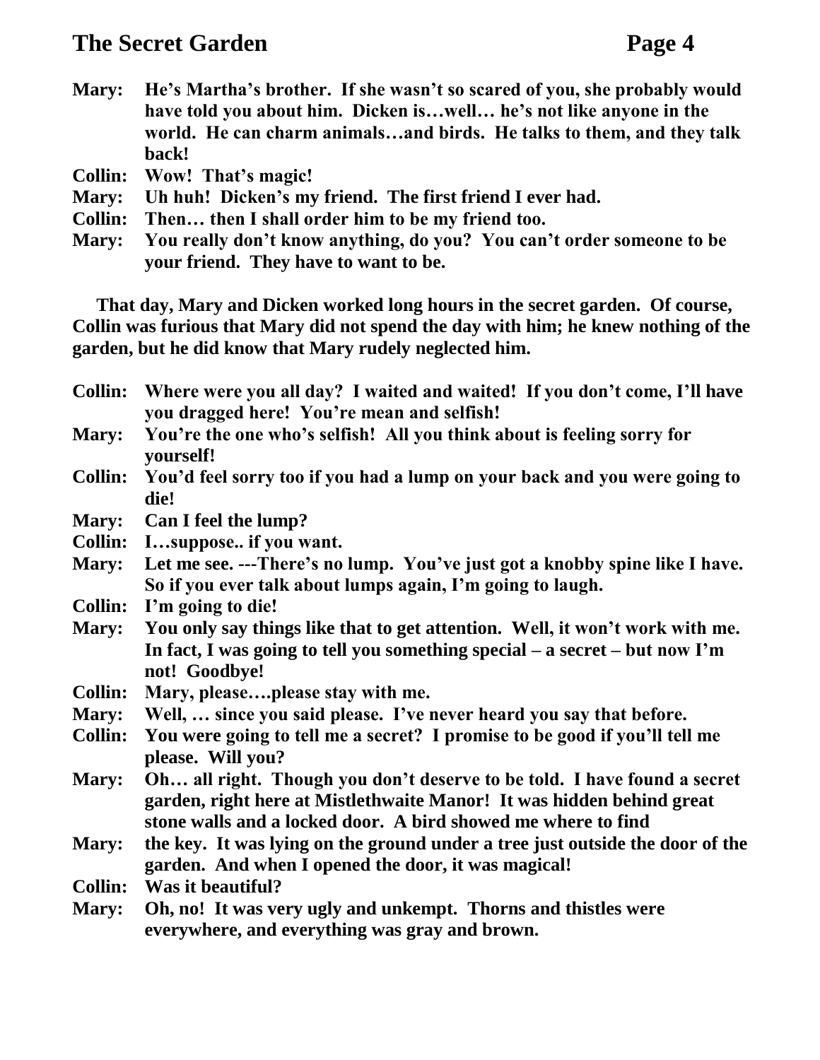**Mary:** He's Martha's brother. If she wasn't so scared of you, she probably would have told you about him. Dicken is…well… he's not like anyone in the world. He can charm animals…and birds. He talks to them, and they talk back!

**Collin:** Wow! That's magic!

**Mary:** Uh huh! Dicken's my friend. The first friend I ever had.

**Collin:** Then… then I shall order him to be my friend too.

**Mary:** You really don't know anything, do you? You can't order someone to be your friend. They have to want to be.

**That day, Mary and Dicken worked long hours in the secret garden. Of course, Collin was furious that Mary did not spend the day with him; he knew nothing of the garden, but he did know that Mary rudely neglected him.**

**Collin:** Where were you all day? I waited and waited! If you don't come, I'll have you dragged here! You're mean and selfish!

**Mary:** You're the one who's selfish! All you think about is feeling sorry for yourself!

**Collin:** You'd feel sorry too if you had a lump on your back and you were going to die!

**Mary:** Can I feel the lump?

**Collin:** I…suppose.. if you want.

**Mary:** Let me see. ---There's no lump. You've just got a knobby spine like I have. So if you ever talk about lumps again, I'm going to laugh.

**Collin:** I'm going to die!

**Mary:** You only say things like that to get attention. Well, it won't work with me. In fact, I was going to tell you something special – a secret – but now I'm not! Goodbye!

**Collin:** Mary, please….please stay with me.

**Mary:** Well, … since you said please. I've never heard you say that before.

**Collin:** You were going to tell me a secret? I promise to be good if you'll tell me please. Will you?

**Mary:** Oh… all right. Though you don't deserve to be told. I have found a secret garden, right here at Mistlethwaite Manor! It was hidden behind great stone walls and a locked door. A bird showed me where to find

**Mary:** the key. It was lying on the ground under a tree just outside the door of the garden. And when I opened the door, it was magical!

**Collin:** Was it beautiful?

**Mary:** Oh, no! It was very ugly and unkempt. Thorns and thistles were everywhere, and everything was gray and brown.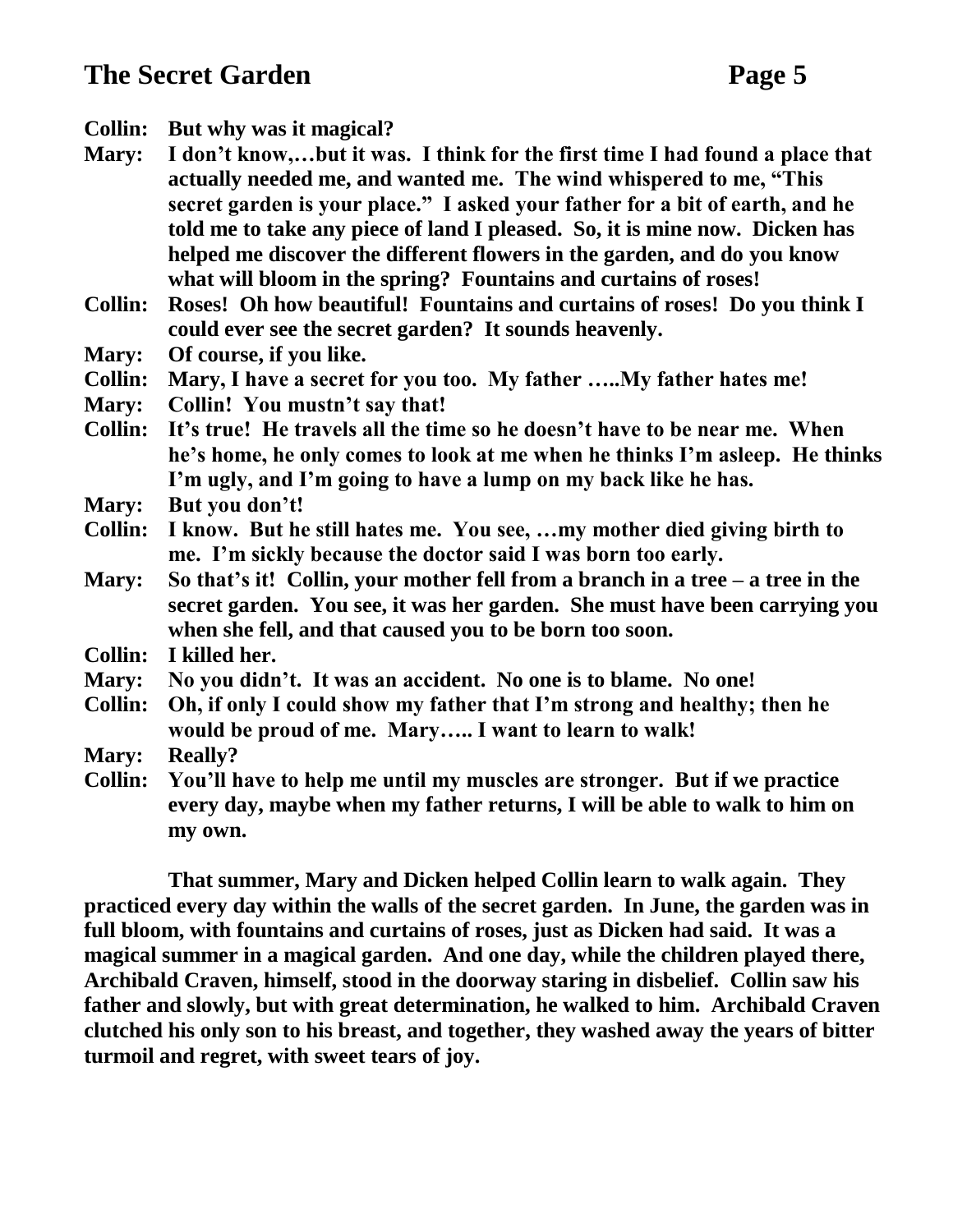**Collin:** **But why was it magical?**

**Mary:** **I don't know,…but it was. I think for the first time I had found a place that actually needed me, and wanted me. The wind whispered to me, "This secret garden is your place." I asked your father for a bit of earth, and he told me to take any piece of land I pleased. So, it is mine now. Dicken has helped me discover the different flowers in the garden, and do you know what will bloom in the spring? Fountains and curtains of roses!**

**Collin:** **Roses! Oh how beautiful! Fountains and curtains of roses! Do you think I could ever see the secret garden? It sounds heavenly.**

**Mary:** **Of course, if you like.**

**Collin:** **Mary, I have a secret for you too. My father …..My father hates me!**

**Mary:** **Collin! You mustn't say that!**

**Collin:** **It's true! He travels all the time so he doesn't have to be near me. When he's home, he only comes to look at me when he thinks I'm asleep. He thinks I'm ugly, and I'm going to have a lump on my back like he has.**

**Mary:** **But you don't!**

**Collin:** **I know. But he still hates me. You see, …my mother died giving birth to me. I'm sickly because the doctor said I was born too early.**

**Mary:** **So that's it! Collin, your mother fell from a branch in a tree – a tree in the secret garden. You see, it was her garden. She must have been carrying you when she fell, and that caused you to be born too soon.**

**Collin:** **I killed her.**

**Mary:** **No you didn't. It was an accident. No one is to blame. No one!**

**Collin:** **Oh, if only I could show my father that I'm strong and healthy; then he would be proud of me. Mary….. I want to learn to walk!**

**Mary:** **Really?**

**Collin:** **You'll have to help me until my muscles are stronger. But if we practice every day, maybe when my father returns, I will be able to walk to him on my own.**

**That summer, Mary and Dicken helped Collin learn to walk again. They practiced every day within the walls of the secret garden. In June, the garden was in full bloom, with fountains and curtains of roses, just as Dicken had said. It was a magical summer in a magical garden. And one day, while the children played there, Archibald Craven, himself, stood in the doorway staring in disbelief. Collin saw his father and slowly, but with great determination, he walked to him. Archibald Craven clutched his only son to his breast, and together, they washed away the years of bitter turmoil and regret, with sweet tears of joy.**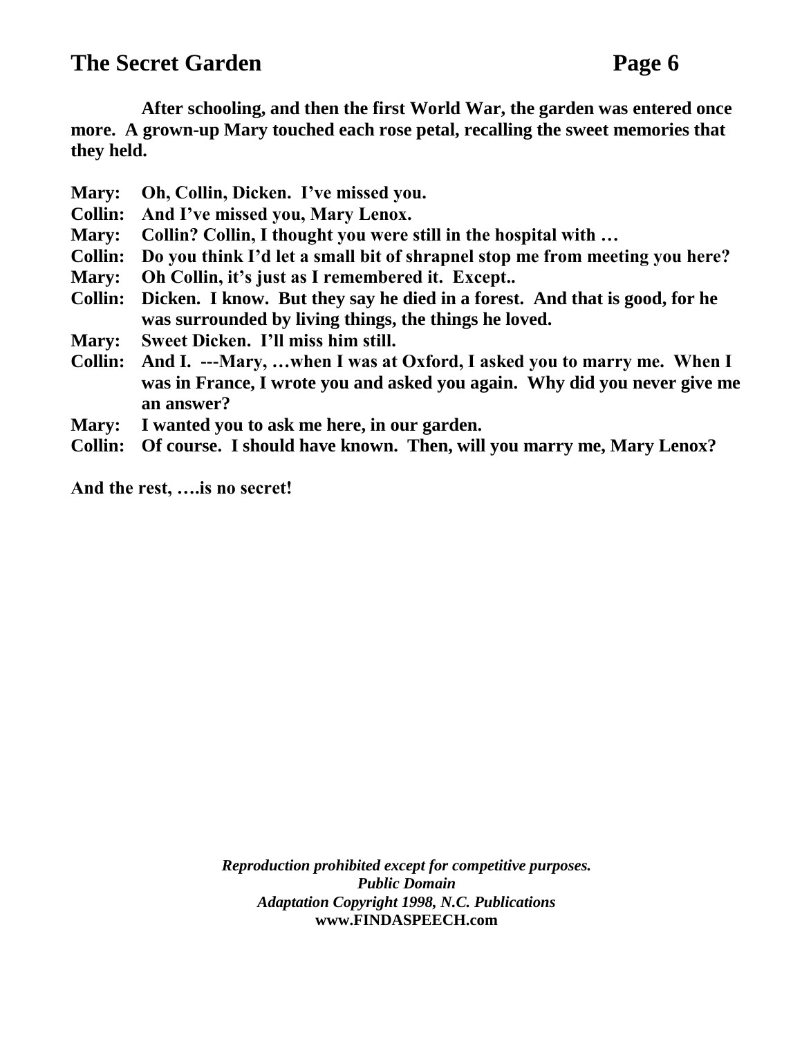**After schooling, and then the first World War, the garden was entered once more. A grown-up Mary touched each rose petal, recalling the sweet memories that they held.**

**Mary:** **Oh, Collin, Dicken. I've missed you.**
**Collin:** **And I've missed you, Mary Lenox.**
**Mary:** **Collin? Collin, I thought you were still in the hospital with …**
**Collin:** **Do you think I'd let a small bit of shrapnel stop me from meeting you here?**
**Mary:** **Oh Collin, it's just as I remembered it. Except..**
**Collin:** **Dicken. I know. But they say he died in a forest. And that is good, for he was surrounded by living things, the things he loved.**
**Mary:** **Sweet Dicken. I'll miss him still.**
**Collin:** **And I. ---Mary, …when I was at Oxford, I asked you to marry me. When I was in France, I wrote you and asked you again. Why did you never give me an answer?**
**Mary:** **I wanted you to ask me here, in our garden.**
**Collin:** **Of course. I should have known. Then, will you marry me, Mary Lenox?**

**And the rest, ….is no secret!**

***Reproduction prohibited except for competitive purposes.***
***Public Domain***
***Adaptation Copyright 1998, N.C. Publications***
**www.FINDASPEECH.com**